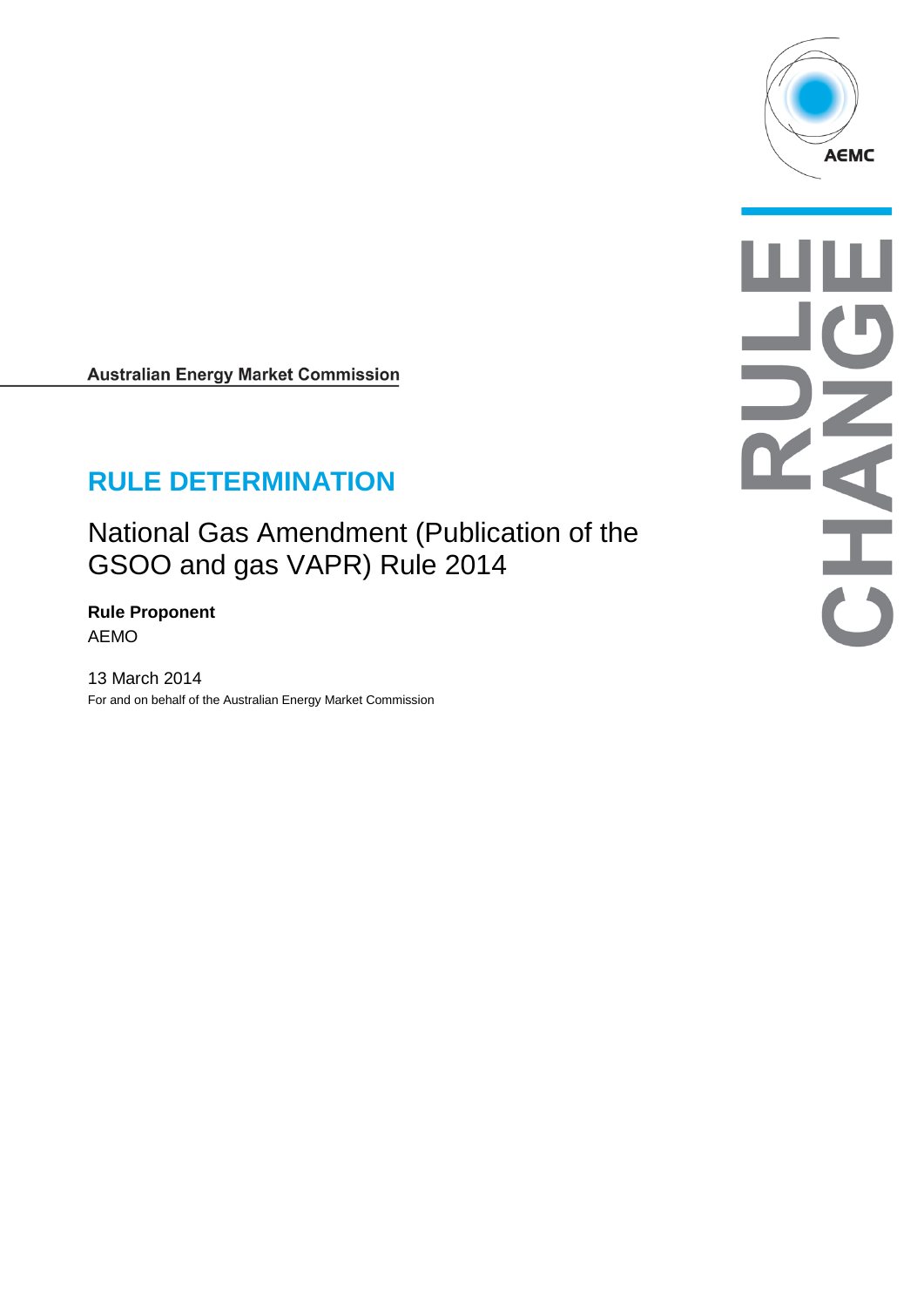Australian Energy Market Commission

# RULE DETERMINATION

## National Gas Amendment (Publication of the GSOO and gas VAPR) Rule 2014

**Rule Proponent**

AEMO

13 March 2014

For and on behalf of the Australian Energy Market Commission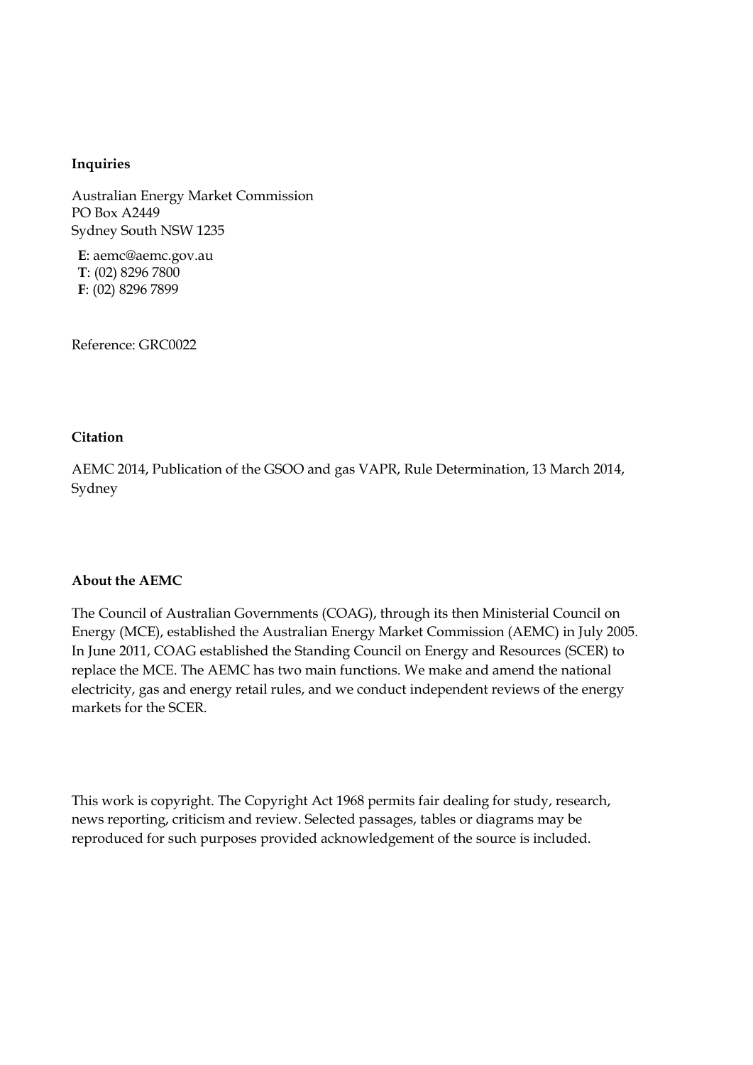**Inquiries**

Australian Energy Market Commission
PO Box A2449
Sydney South NSW 1235

**E**: aemc@aemc.gov.au
**T**: (02) 8296 7800
**F**: (02) 8296 7899

Reference: GRC0022

**Citation**

AEMC 2014, Publication of the GSOO and gas VAPR, Rule Determination, 13 March 2014, Sydney

**About the AEMC**

The Council of Australian Governments (COAG), through its then Ministerial Council on Energy (MCE), established the Australian Energy Market Commission (AEMC) in July 2005. In June 2011, COAG established the Standing Council on Energy and Resources (SCER) to replace the MCE. The AEMC has two main functions. We make and amend the national electricity, gas and energy retail rules, and we conduct independent reviews of the energy markets for the SCER.

This work is copyright. The Copyright Act 1968 permits fair dealing for study, research, news reporting, criticism and review. Selected passages, tables or diagrams may be reproduced for such purposes provided acknowledgement of the source is included.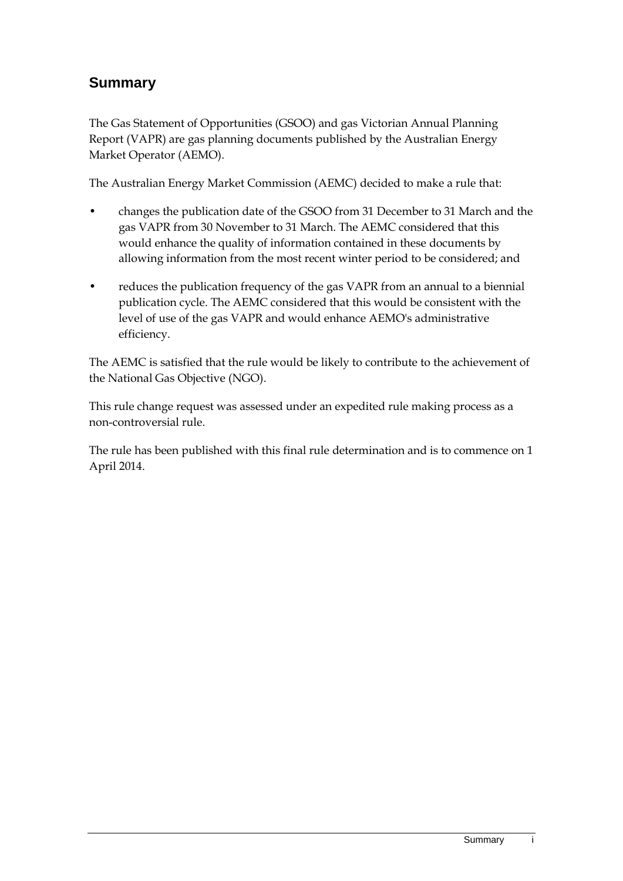## Summary

The Gas Statement of Opportunities (GSOO) and gas Victorian Annual Planning Report (VAPR) are gas planning documents published by the Australian Energy Market Operator (AEMO).

The Australian Energy Market Commission (AEMC) decided to make a rule that:

- changes the publication date of the GSOO from 31 December to 31 March and the gas VAPR from 30 November to 31 March. The AEMC considered that this would enhance the quality of information contained in these documents by allowing information from the most recent winter period to be considered; and
- reduces the publication frequency of the gas VAPR from an annual to a biennial publication cycle. The AEMC considered that this would be consistent with the level of use of the gas VAPR and would enhance AEMO's administrative efficiency.

The AEMC is satisfied that the rule would be likely to contribute to the achievement of the National Gas Objective (NGO).

This rule change request was assessed under an expedited rule making process as a non-controversial rule.

The rule has been published with this final rule determination and is to commence on 1 April 2014.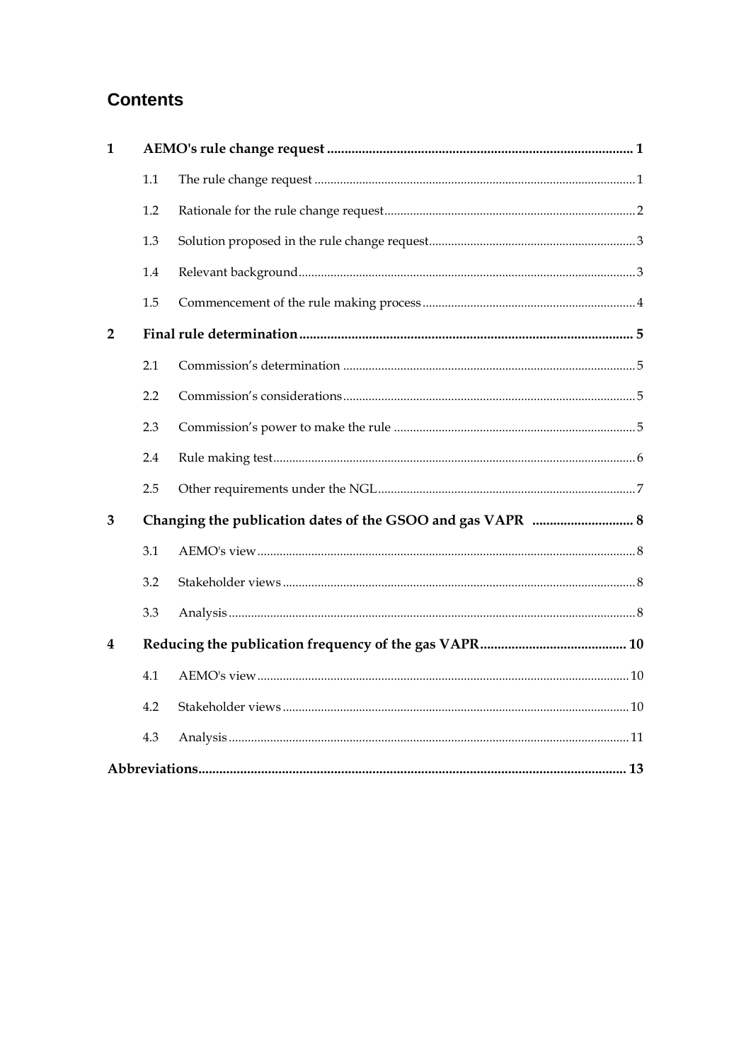# Contents

**1 AEMO's rule change request ... 1**

- 1.1 The rule change request ... 1
- 1.2 Rationale for the rule change request ... 2
- 1.3 Solution proposed in the rule change request ... 3
- 1.4 Relevant background ... 3
- 1.5 Commencement of the rule making process ... 4

**2 Final rule determination ... 5**

- 2.1 Commission's determination ... 5
- 2.2 Commission's considerations ... 5
- 2.3 Commission's power to make the rule ... 5
- 2.4 Rule making test ... 6
- 2.5 Other requirements under the NGL ... 7

**3 Changing the publication dates of the GSOO and gas VAPR ... 8**

- 3.1 AEMO's view ... 8
- 3.2 Stakeholder views ... 8
- 3.3 Analysis ... 8

**4 Reducing the publication frequency of the gas VAPR ... 10**

- 4.1 AEMO's view ... 10
- 4.2 Stakeholder views ... 10
- 4.3 Analysis ... 11

**Abbreviations ... 13**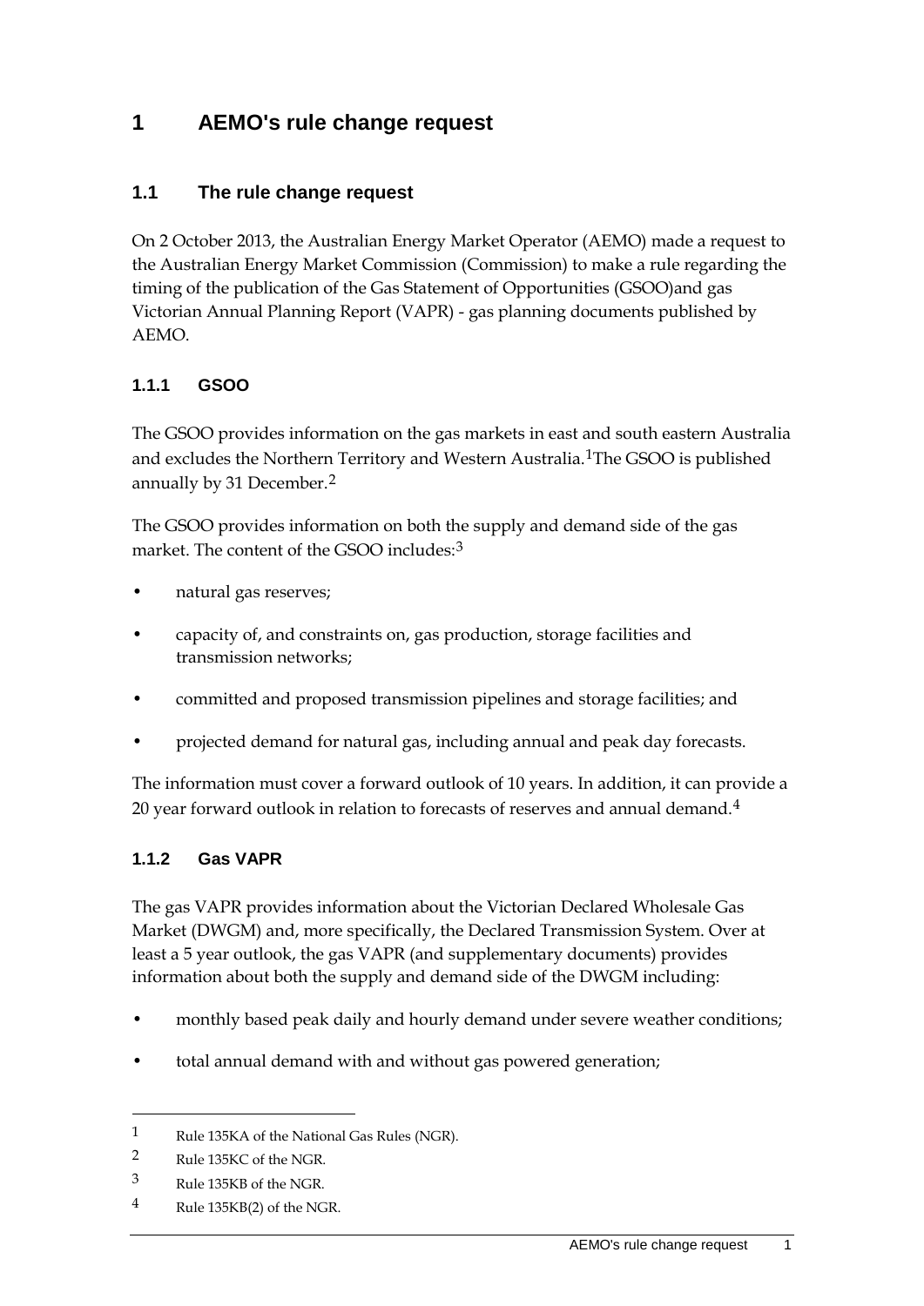# 1 AEMO's rule change request

## 1.1 The rule change request

On 2 October 2013, the Australian Energy Market Operator (AEMO) made a request to the Australian Energy Market Commission (Commission) to make a rule regarding the timing of the publication of the Gas Statement of Opportunities (GSOO)and gas Victorian Annual Planning Report (VAPR) - gas planning documents published by AEMO.

### 1.1.1 GSOO

The GSOO provides information on the gas markets in east and south eastern Australia and excludes the Northern Territory and Western Australia.[1]The GSOO is published annually by 31 December.[2]

The GSOO provides information on both the supply and demand side of the gas market. The content of the GSOO includes:[3]

- natural gas reserves;
- capacity of, and constraints on, gas production, storage facilities and transmission networks;
- committed and proposed transmission pipelines and storage facilities; and
- projected demand for natural gas, including annual and peak day forecasts.

The information must cover a forward outlook of 10 years. In addition, it can provide a 20 year forward outlook in relation to forecasts of reserves and annual demand.[4]

### 1.1.2 Gas VAPR

The gas VAPR provides information about the Victorian Declared Wholesale Gas Market (DWGM) and, more specifically, the Declared Transmission System. Over at least a 5 year outlook, the gas VAPR (and supplementary documents) provides information about both the supply and demand side of the DWGM including:

- monthly based peak daily and hourly demand under severe weather conditions;
- total annual demand with and without gas powered generation;

---

1 Rule 135KA of the National Gas Rules (NGR).

2 Rule 135KC of the NGR.

3 Rule 135KB of the NGR.

4 Rule 135KB(2) of the NGR.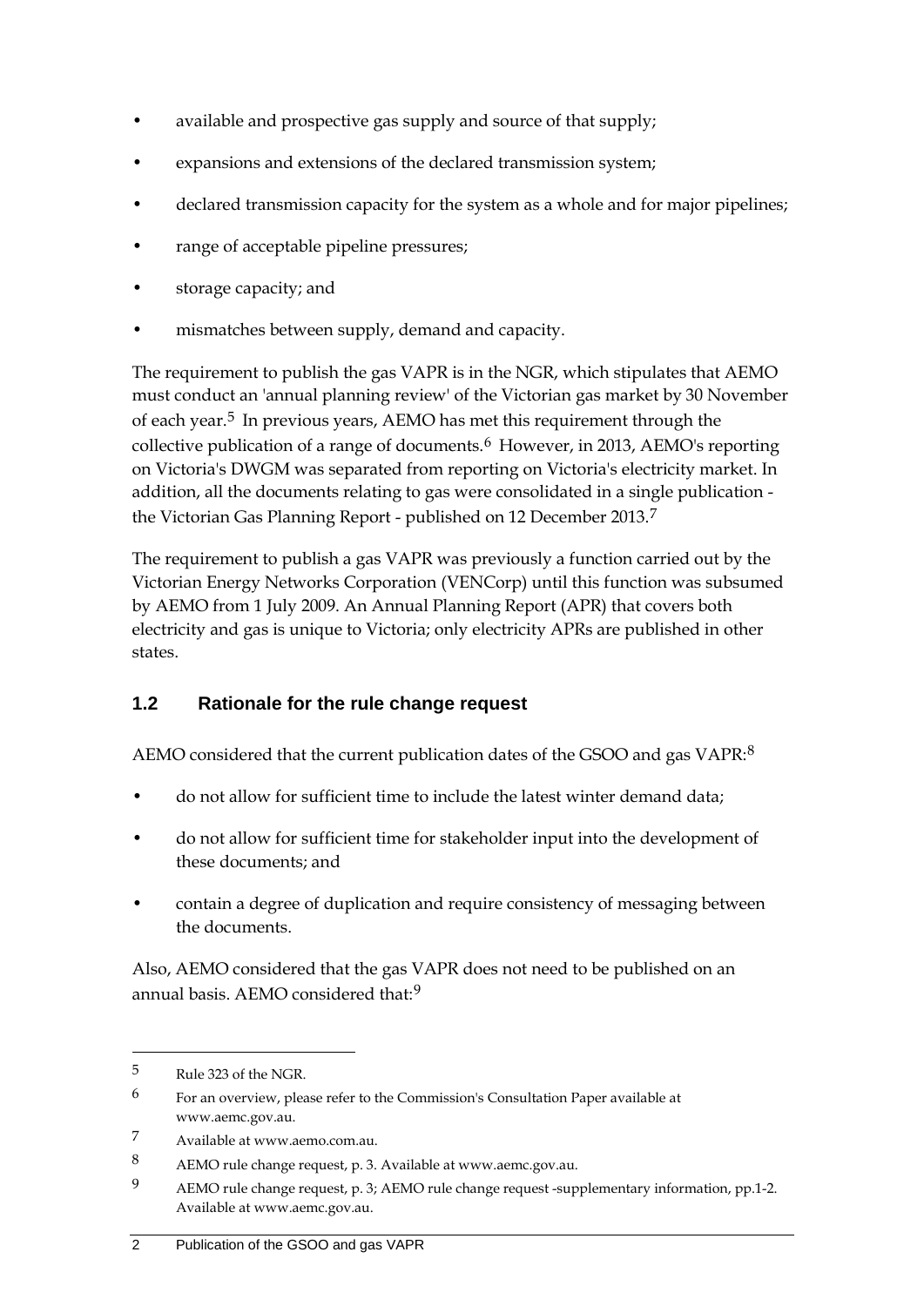- available and prospective gas supply and source of that supply;
- expansions and extensions of the declared transmission system;
- declared transmission capacity for the system as a whole and for major pipelines;
- range of acceptable pipeline pressures;
- storage capacity; and
- mismatches between supply, demand and capacity.

The requirement to publish the gas VAPR is in the NGR, which stipulates that AEMO must conduct an 'annual planning review' of the Victorian gas market by 30 November of each year.[5] In previous years, AEMO has met this requirement through the collective publication of a range of documents.[6] However, in 2013, AEMO's reporting on Victoria's DWGM was separated from reporting on Victoria's electricity market. In addition, all the documents relating to gas were consolidated in a single publication - the Victorian Gas Planning Report - published on 12 December 2013.[7]

The requirement to publish a gas VAPR was previously a function carried out by the Victorian Energy Networks Corporation (VENCorp) until this function was subsumed by AEMO from 1 July 2009. An Annual Planning Report (APR) that covers both electricity and gas is unique to Victoria; only electricity APRs are published in other states.

## 1.2 Rationale for the rule change request

AEMO considered that the current publication dates of the GSOO and gas VAPR:[8]

- do not allow for sufficient time to include the latest winter demand data;
- do not allow for sufficient time for stakeholder input into the development of these documents; and
- contain a degree of duplication and require consistency of messaging between the documents.

Also, AEMO considered that the gas VAPR does not need to be published on an annual basis. AEMO considered that:[9]

---

5 Rule 323 of the NGR.

6 For an overview, please refer to the Commission's Consultation Paper available at www.aemc.gov.au.

7 Available at www.aemo.com.au.

8 AEMO rule change request, p. 3. Available at www.aemc.gov.au.

9 AEMO rule change request, p. 3; AEMO rule change request -supplementary information, pp.1-2. Available at www.aemc.gov.au.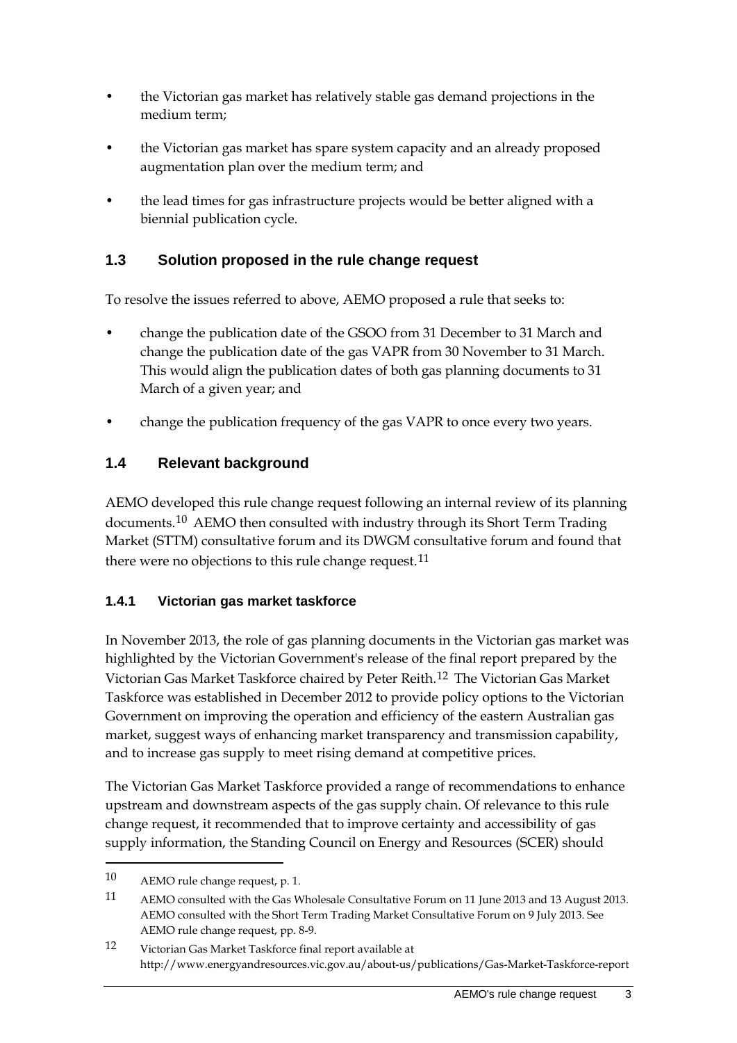- the Victorian gas market has relatively stable gas demand projections in the medium term;
- the Victorian gas market has spare system capacity and an already proposed augmentation plan over the medium term; and
- the lead times for gas infrastructure projects would be better aligned with a biennial publication cycle.

## 1.3 Solution proposed in the rule change request

To resolve the issues referred to above, AEMO proposed a rule that seeks to:

- change the publication date of the GSOO from 31 December to 31 March and change the publication date of the gas VAPR from 30 November to 31 March. This would align the publication dates of both gas planning documents to 31 March of a given year; and
- change the publication frequency of the gas VAPR to once every two years.

## 1.4 Relevant background

AEMO developed this rule change request following an internal review of its planning documents.[10] AEMO then consulted with industry through its Short Term Trading Market (STTM) consultative forum and its DWGM consultative forum and found that there were no objections to this rule change request.[11]

### 1.4.1 Victorian gas market taskforce

In November 2013, the role of gas planning documents in the Victorian gas market was highlighted by the Victorian Government's release of the final report prepared by the Victorian Gas Market Taskforce chaired by Peter Reith.[12] The Victorian Gas Market Taskforce was established in December 2012 to provide policy options to the Victorian Government on improving the operation and efficiency of the eastern Australian gas market, suggest ways of enhancing market transparency and transmission capability, and to increase gas supply to meet rising demand at competitive prices.

The Victorian Gas Market Taskforce provided a range of recommendations to enhance upstream and downstream aspects of the gas supply chain. Of relevance to this rule change request, it recommended that to improve certainty and accessibility of gas supply information, the Standing Council on Energy and Resources (SCER) should

---

10 AEMO rule change request, p. 1.

11 AEMO consulted with the Gas Wholesale Consultative Forum on 11 June 2013 and 13 August 2013. AEMO consulted with the Short Term Trading Market Consultative Forum on 9 July 2013. See AEMO rule change request, pp. 8-9.

12 Victorian Gas Market Taskforce final report available at http://www.energyandresources.vic.gov.au/about-us/publications/Gas-Market-Taskforce-report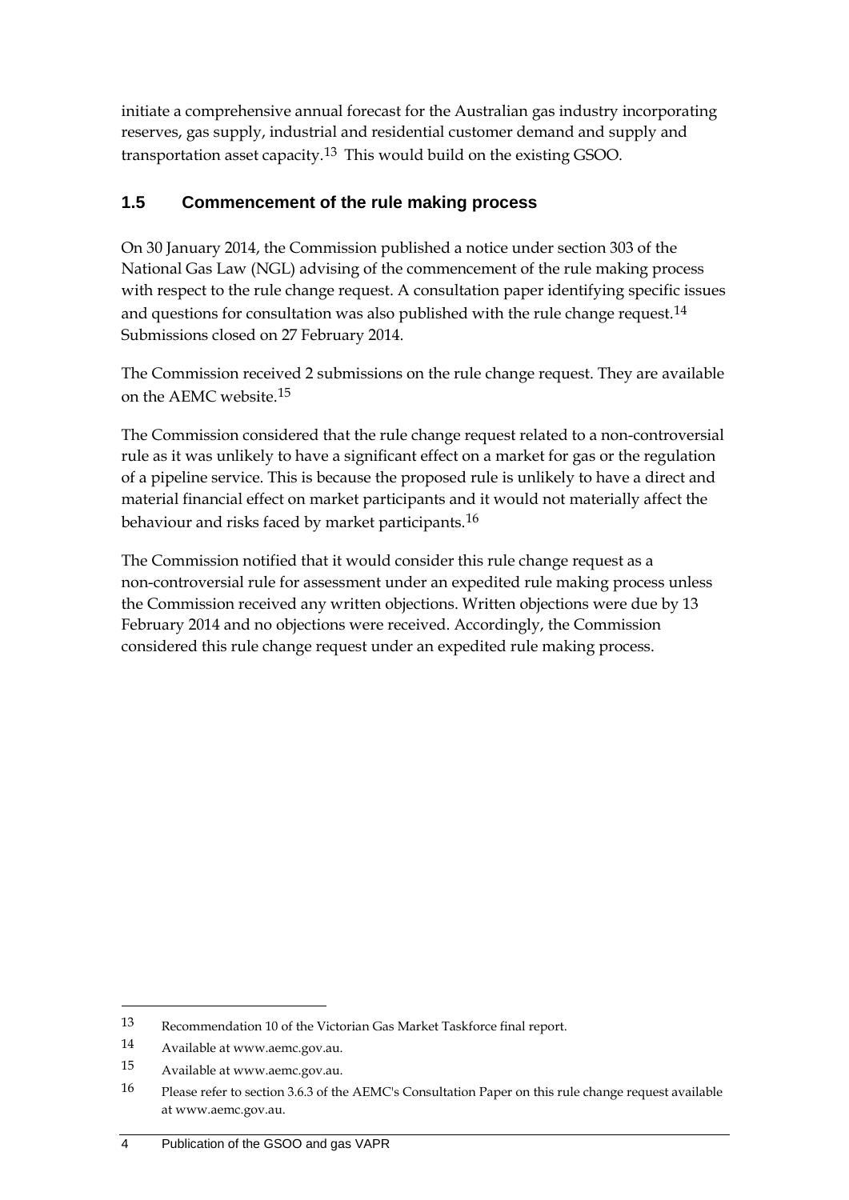initiate a comprehensive annual forecast for the Australian gas industry incorporating reserves, gas supply, industrial and residential customer demand and supply and transportation asset capacity.[13] This would build on the existing GSOO.

## 1.5 Commencement of the rule making process

On 30 January 2014, the Commission published a notice under section 303 of the National Gas Law (NGL) advising of the commencement of the rule making process with respect to the rule change request. A consultation paper identifying specific issues and questions for consultation was also published with the rule change request.[14] Submissions closed on 27 February 2014.

The Commission received 2 submissions on the rule change request. They are available on the AEMC website.[15]

The Commission considered that the rule change request related to a non-controversial rule as it was unlikely to have a significant effect on a market for gas or the regulation of a pipeline service. This is because the proposed rule is unlikely to have a direct and material financial effect on market participants and it would not materially affect the behaviour and risks faced by market participants.[16]

The Commission notified that it would consider this rule change request as a non-controversial rule for assessment under an expedited rule making process unless the Commission received any written objections. Written objections were due by 13 February 2014 and no objections were received. Accordingly, the Commission considered this rule change request under an expedited rule making process.

---

13 Recommendation 10 of the Victorian Gas Market Taskforce final report.

14 Available at www.aemc.gov.au.

15 Available at www.aemc.gov.au.

16 Please refer to section 3.6.3 of the AEMC's Consultation Paper on this rule change request available at www.aemc.gov.au.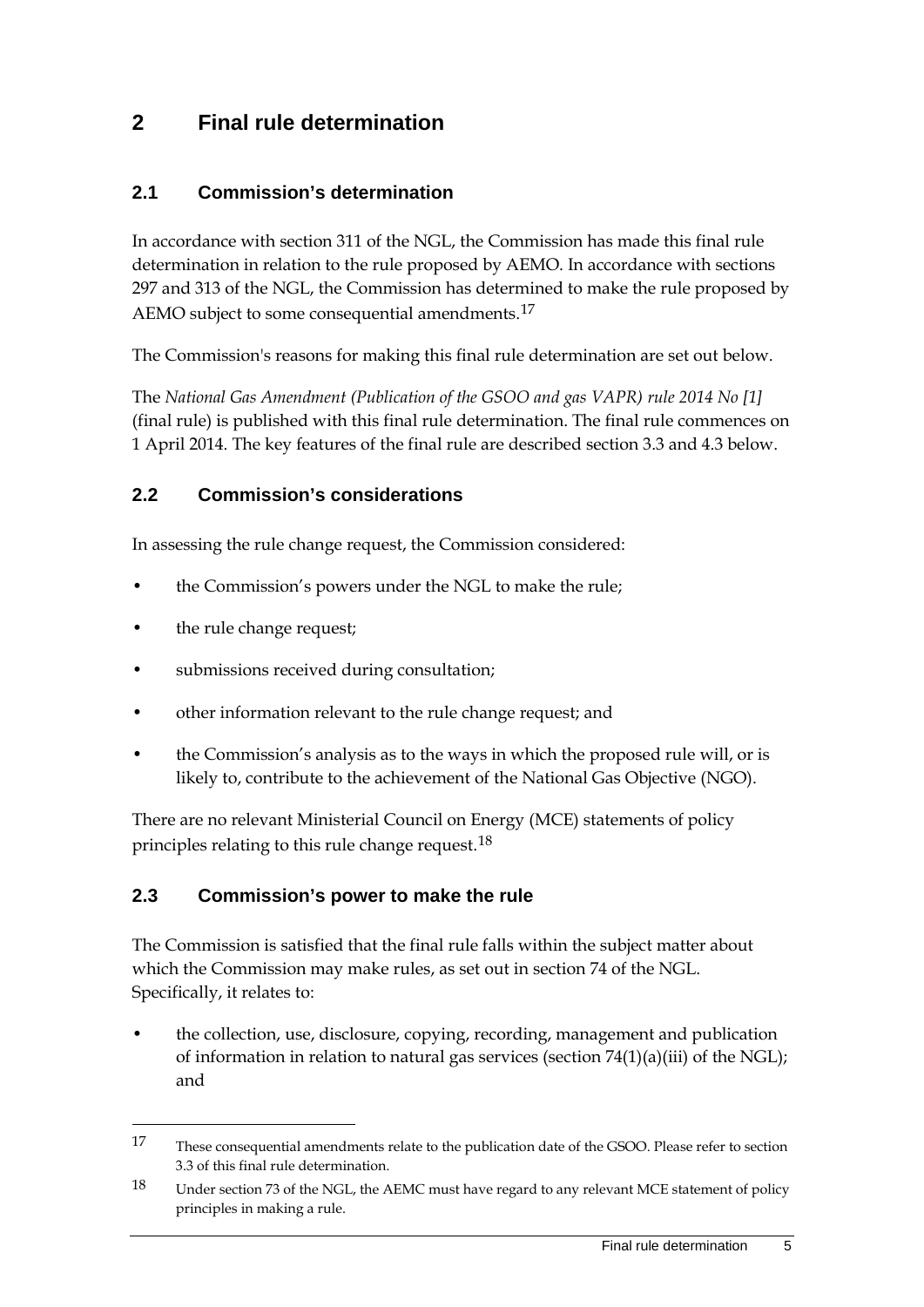# 2 Final rule determination

## 2.1 Commission's determination

In accordance with section 311 of the NGL, the Commission has made this final rule determination in relation to the rule proposed by AEMO. In accordance with sections 297 and 313 of the NGL, the Commission has determined to make the rule proposed by AEMO subject to some consequential amendments.[17]

The Commission's reasons for making this final rule determination are set out below.

The *National Gas Amendment (Publication of the GSOO and gas VAPR) rule 2014 No [1]* (final rule) is published with this final rule determination. The final rule commences on 1 April 2014. The key features of the final rule are described section 3.3 and 4.3 below.

## 2.2 Commission's considerations

In assessing the rule change request, the Commission considered:

- the Commission's powers under the NGL to make the rule;
- the rule change request;
- submissions received during consultation;
- other information relevant to the rule change request; and
- the Commission's analysis as to the ways in which the proposed rule will, or is likely to, contribute to the achievement of the National Gas Objective (NGO).

There are no relevant Ministerial Council on Energy (MCE) statements of policy principles relating to this rule change request.[18]

## 2.3 Commission's power to make the rule

The Commission is satisfied that the final rule falls within the subject matter about which the Commission may make rules, as set out in section 74 of the NGL. Specifically, it relates to:

- the collection, use, disclosure, copying, recording, management and publication of information in relation to natural gas services (section 74(1)(a)(iii) of the NGL); and

---

17 These consequential amendments relate to the publication date of the GSOO. Please refer to section 3.3 of this final rule determination.

18 Under section 73 of the NGL, the AEMC must have regard to any relevant MCE statement of policy principles in making a rule.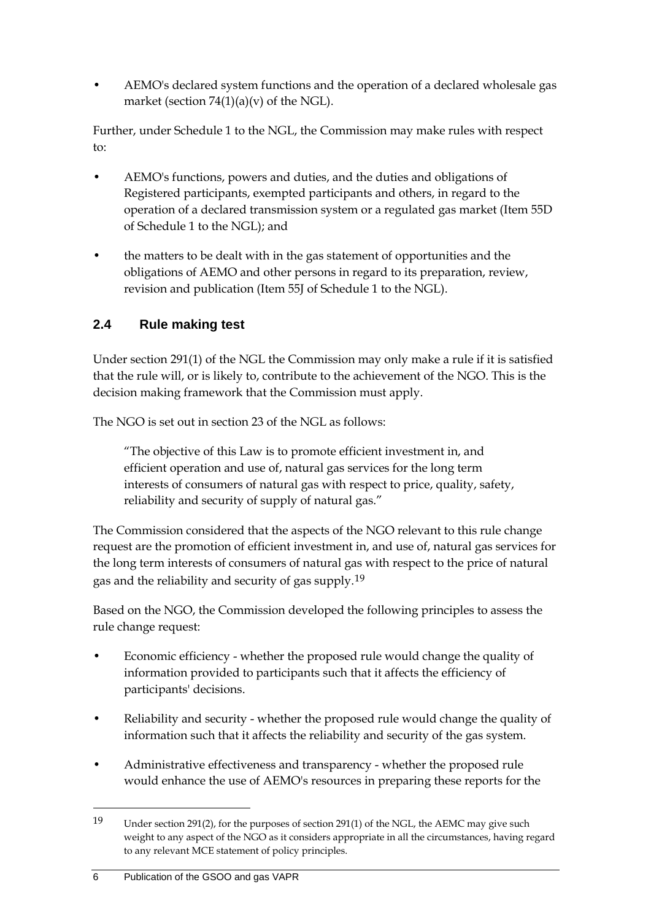- AEMO's declared system functions and the operation of a declared wholesale gas market (section 74(1)(a)(v) of the NGL).

Further, under Schedule 1 to the NGL, the Commission may make rules with respect to:

- AEMO's functions, powers and duties, and the duties and obligations of Registered participants, exempted participants and others, in regard to the operation of a declared transmission system or a regulated gas market (Item 55D of Schedule 1 to the NGL); and
- the matters to be dealt with in the gas statement of opportunities and the obligations of AEMO and other persons in regard to its preparation, review, revision and publication (Item 55J of Schedule 1 to the NGL).

## 2.4 Rule making test

Under section 291(1) of the NGL the Commission may only make a rule if it is satisfied that the rule will, or is likely to, contribute to the achievement of the NGO. This is the decision making framework that the Commission must apply.

The NGO is set out in section 23 of the NGL as follows:

> "The objective of this Law is to promote efficient investment in, and efficient operation and use of, natural gas services for the long term interests of consumers of natural gas with respect to price, quality, safety, reliability and security of supply of natural gas."

The Commission considered that the aspects of the NGO relevant to this rule change request are the promotion of efficient investment in, and use of, natural gas services for the long term interests of consumers of natural gas with respect to the price of natural gas and the reliability and security of gas supply.[19]

Based on the NGO, the Commission developed the following principles to assess the rule change request:

- Economic efficiency - whether the proposed rule would change the quality of information provided to participants such that it affects the efficiency of participants' decisions.
- Reliability and security - whether the proposed rule would change the quality of information such that it affects the reliability and security of the gas system.
- Administrative effectiveness and transparency - whether the proposed rule would enhance the use of AEMO's resources in preparing these reports for the

[19] Under section 291(2), for the purposes of section 291(1) of the NGL, the AEMC may give such weight to any aspect of the NGO as it considers appropriate in all the circumstances, having regard to any relevant MCE statement of policy principles.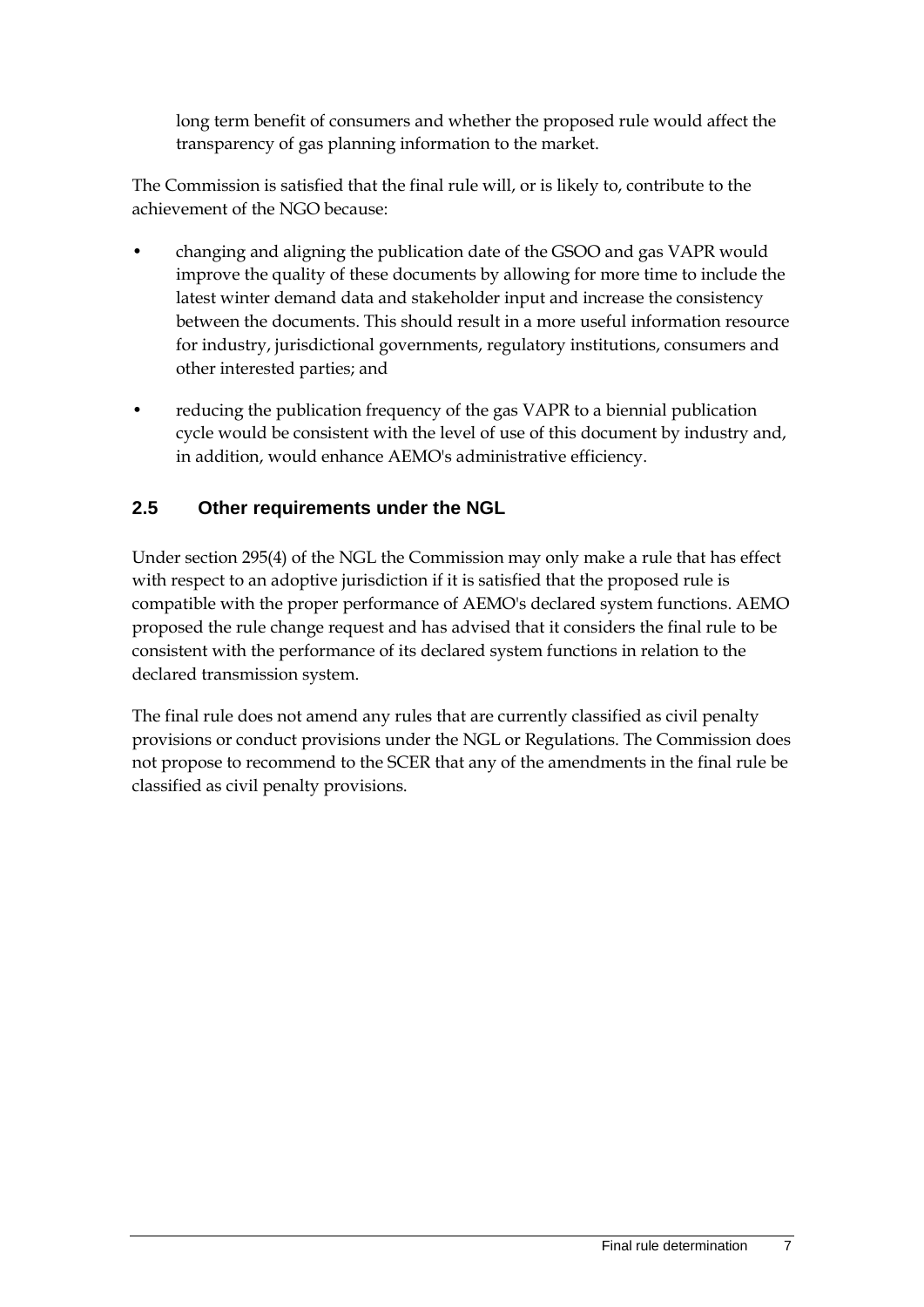long term benefit of consumers and whether the proposed rule would affect the transparency of gas planning information to the market.

The Commission is satisfied that the final rule will, or is likely to, contribute to the achievement of the NGO because:

- changing and aligning the publication date of the GSOO and gas VAPR would improve the quality of these documents by allowing for more time to include the latest winter demand data and stakeholder input and increase the consistency between the documents. This should result in a more useful information resource for industry, jurisdictional governments, regulatory institutions, consumers and other interested parties; and
- reducing the publication frequency of the gas VAPR to a biennial publication cycle would be consistent with the level of use of this document by industry and, in addition, would enhance AEMO's administrative efficiency.

## 2.5 Other requirements under the NGL

Under section 295(4) of the NGL the Commission may only make a rule that has effect with respect to an adoptive jurisdiction if it is satisfied that the proposed rule is compatible with the proper performance of AEMO's declared system functions. AEMO proposed the rule change request and has advised that it considers the final rule to be consistent with the performance of its declared system functions in relation to the declared transmission system.

The final rule does not amend any rules that are currently classified as civil penalty provisions or conduct provisions under the NGL or Regulations. The Commission does not propose to recommend to the SCER that any of the amendments in the final rule be classified as civil penalty provisions.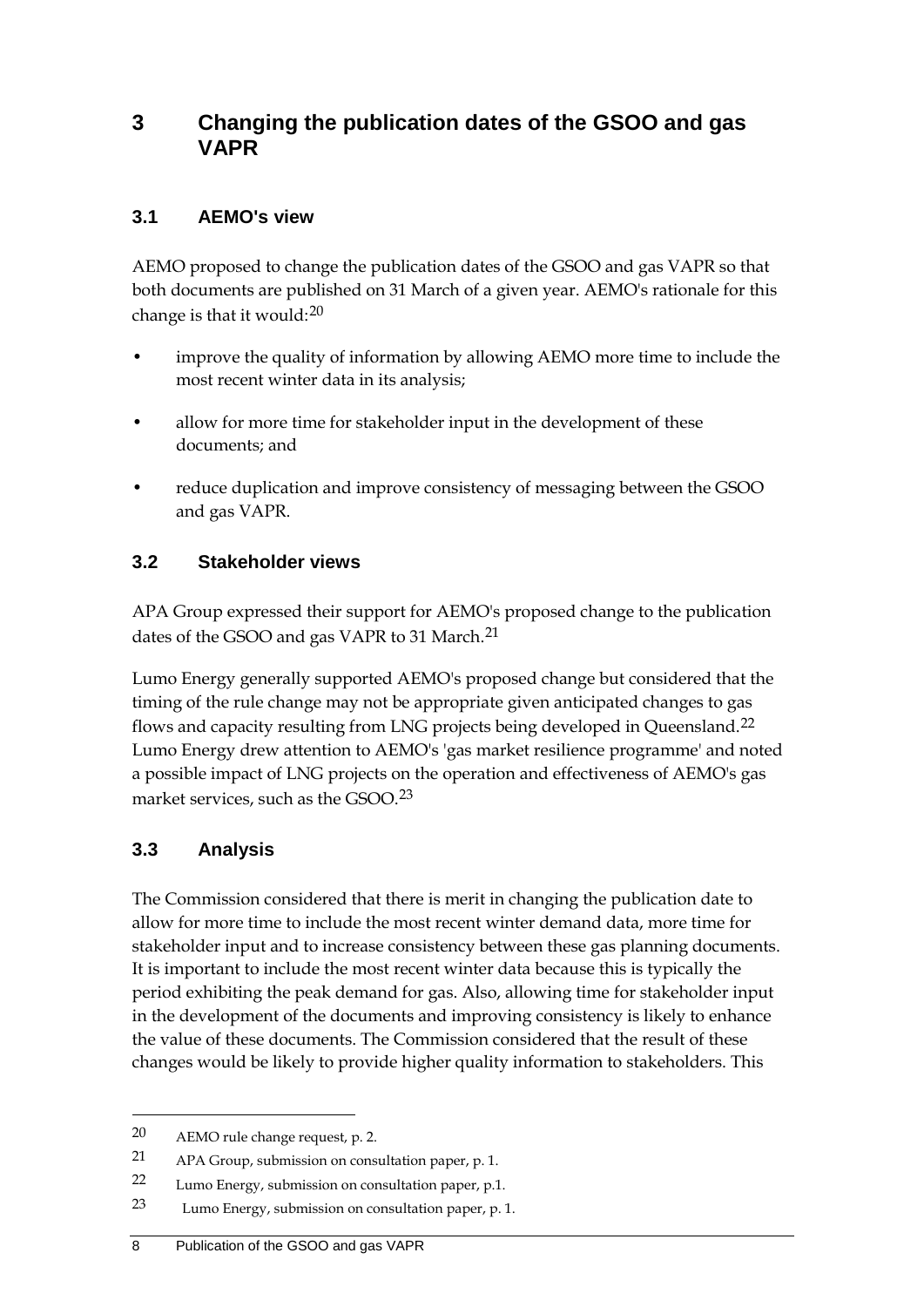# 3 Changing the publication dates of the GSOO and gas VAPR

## 3.1 AEMO's view

AEMO proposed to change the publication dates of the GSOO and gas VAPR so that both documents are published on 31 March of a given year. AEMO's rationale for this change is that it would:[20]

- improve the quality of information by allowing AEMO more time to include the most recent winter data in its analysis;
- allow for more time for stakeholder input in the development of these documents; and
- reduce duplication and improve consistency of messaging between the GSOO and gas VAPR.

## 3.2 Stakeholder views

APA Group expressed their support for AEMO's proposed change to the publication dates of the GSOO and gas VAPR to 31 March.[21]

Lumo Energy generally supported AEMO's proposed change but considered that the timing of the rule change may not be appropriate given anticipated changes to gas flows and capacity resulting from LNG projects being developed in Queensland.[22] Lumo Energy drew attention to AEMO's 'gas market resilience programme' and noted a possible impact of LNG projects on the operation and effectiveness of AEMO's gas market services, such as the GSOO.[23]

## 3.3 Analysis

The Commission considered that there is merit in changing the publication date to allow for more time to include the most recent winter demand data, more time for stakeholder input and to increase consistency between these gas planning documents. It is important to include the most recent winter data because this is typically the period exhibiting the peak demand for gas. Also, allowing time for stakeholder input in the development of the documents and improving consistency is likely to enhance the value of these documents. The Commission considered that the result of these changes would be likely to provide higher quality information to stakeholders. This

---

20 AEMO rule change request, p. 2.

21 APA Group, submission on consultation paper, p. 1.

22 Lumo Energy, submission on consultation paper, p.1.

23 Lumo Energy, submission on consultation paper, p. 1.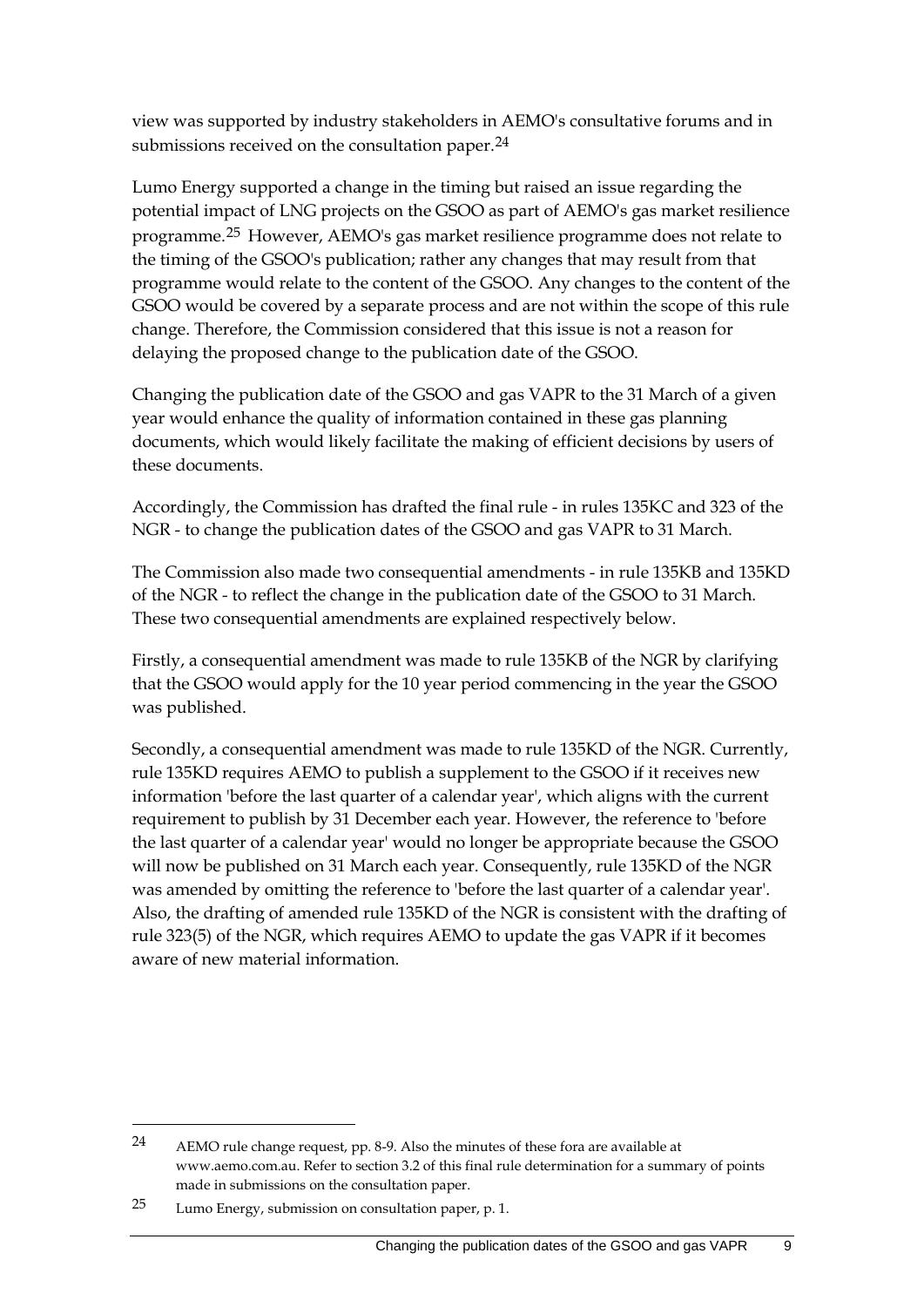view was supported by industry stakeholders in AEMO's consultative forums and in submissions received on the consultation paper.[24]

Lumo Energy supported a change in the timing but raised an issue regarding the potential impact of LNG projects on the GSOO as part of AEMO's gas market resilience programme.[25] However, AEMO's gas market resilience programme does not relate to the timing of the GSOO's publication; rather any changes that may result from that programme would relate to the content of the GSOO. Any changes to the content of the GSOO would be covered by a separate process and are not within the scope of this rule change. Therefore, the Commission considered that this issue is not a reason for delaying the proposed change to the publication date of the GSOO.

Changing the publication date of the GSOO and gas VAPR to the 31 March of a given year would enhance the quality of information contained in these gas planning documents, which would likely facilitate the making of efficient decisions by users of these documents.

Accordingly, the Commission has drafted the final rule - in rules 135KC and 323 of the NGR - to change the publication dates of the GSOO and gas VAPR to 31 March.

The Commission also made two consequential amendments - in rule 135KB and 135KD of the NGR - to reflect the change in the publication date of the GSOO to 31 March. These two consequential amendments are explained respectively below.

Firstly, a consequential amendment was made to rule 135KB of the NGR by clarifying that the GSOO would apply for the 10 year period commencing in the year the GSOO was published.

Secondly, a consequential amendment was made to rule 135KD of the NGR. Currently, rule 135KD requires AEMO to publish a supplement to the GSOO if it receives new information 'before the last quarter of a calendar year', which aligns with the current requirement to publish by 31 December each year. However, the reference to 'before the last quarter of a calendar year' would no longer be appropriate because the GSOO will now be published on 31 March each year. Consequently, rule 135KD of the NGR was amended by omitting the reference to 'before the last quarter of a calendar year'. Also, the drafting of amended rule 135KD of the NGR is consistent with the drafting of rule 323(5) of the NGR, which requires AEMO to update the gas VAPR if it becomes aware of new material information.

---

24 AEMO rule change request, pp. 8-9. Also the minutes of these fora are available at www.aemo.com.au. Refer to section 3.2 of this final rule determination for a summary of points made in submissions on the consultation paper.

25 Lumo Energy, submission on consultation paper, p. 1.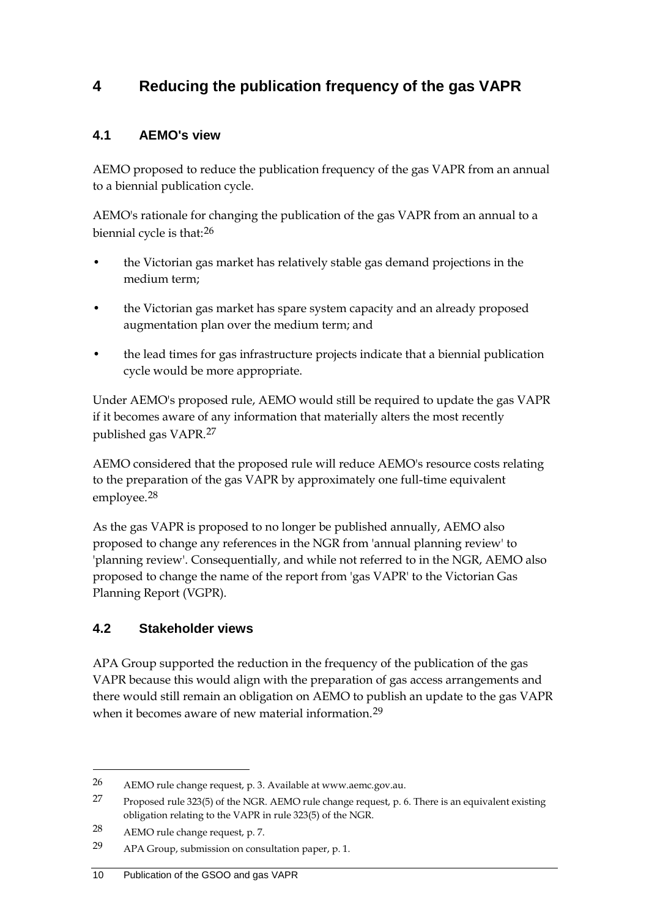# 4 Reducing the publication frequency of the gas VAPR

## 4.1 AEMO's view

AEMO proposed to reduce the publication frequency of the gas VAPR from an annual to a biennial publication cycle.

AEMO's rationale for changing the publication of the gas VAPR from an annual to a biennial cycle is that:[26]

- the Victorian gas market has relatively stable gas demand projections in the medium term;
- the Victorian gas market has spare system capacity and an already proposed augmentation plan over the medium term; and
- the lead times for gas infrastructure projects indicate that a biennial publication cycle would be more appropriate.

Under AEMO's proposed rule, AEMO would still be required to update the gas VAPR if it becomes aware of any information that materially alters the most recently published gas VAPR.[27]

AEMO considered that the proposed rule will reduce AEMO's resource costs relating to the preparation of the gas VAPR by approximately one full-time equivalent employee.[28]

As the gas VAPR is proposed to no longer be published annually, AEMO also proposed to change any references in the NGR from 'annual planning review' to 'planning review'. Consequentially, and while not referred to in the NGR, AEMO also proposed to change the name of the report from 'gas VAPR' to the Victorian Gas Planning Report (VGPR).

## 4.2 Stakeholder views

APA Group supported the reduction in the frequency of the publication of the gas VAPR because this would align with the preparation of gas access arrangements and there would still remain an obligation on AEMO to publish an update to the gas VAPR when it becomes aware of new material information.[29]

---

26 AEMO rule change request, p. 3. Available at www.aemc.gov.au.

27 Proposed rule 323(5) of the NGR. AEMO rule change request, p. 6. There is an equivalent existing obligation relating to the VAPR in rule 323(5) of the NGR.

28 AEMO rule change request, p. 7.

29 APA Group, submission on consultation paper, p. 1.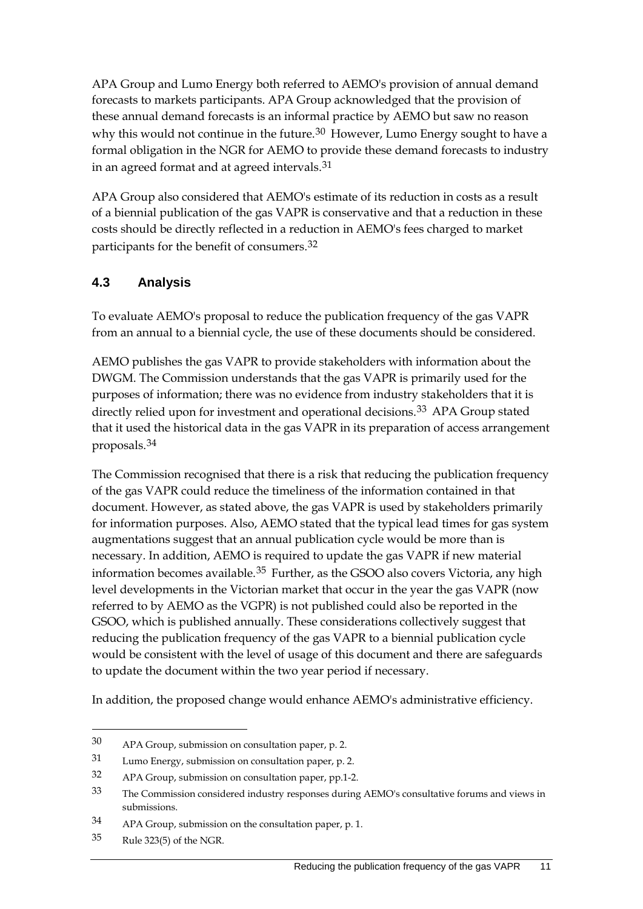APA Group and Lumo Energy both referred to AEMO's provision of annual demand forecasts to markets participants. APA Group acknowledged that the provision of these annual demand forecasts is an informal practice by AEMO but saw no reason why this would not continue in the future.[30] However, Lumo Energy sought to have a formal obligation in the NGR for AEMO to provide these demand forecasts to industry in an agreed format and at agreed intervals.[31]

APA Group also considered that AEMO's estimate of its reduction in costs as a result of a biennial publication of the gas VAPR is conservative and that a reduction in these costs should be directly reflected in a reduction in AEMO's fees charged to market participants for the benefit of consumers.[32]

## 4.3 Analysis

To evaluate AEMO's proposal to reduce the publication frequency of the gas VAPR from an annual to a biennial cycle, the use of these documents should be considered.

AEMO publishes the gas VAPR to provide stakeholders with information about the DWGM. The Commission understands that the gas VAPR is primarily used for the purposes of information; there was no evidence from industry stakeholders that it is directly relied upon for investment and operational decisions.[33] APA Group stated that it used the historical data in the gas VAPR in its preparation of access arrangement proposals.[34]

The Commission recognised that there is a risk that reducing the publication frequency of the gas VAPR could reduce the timeliness of the information contained in that document. However, as stated above, the gas VAPR is used by stakeholders primarily for information purposes. Also, AEMO stated that the typical lead times for gas system augmentations suggest that an annual publication cycle would be more than is necessary. In addition, AEMO is required to update the gas VAPR if new material information becomes available.[35] Further, as the GSOO also covers Victoria, any high level developments in the Victorian market that occur in the year the gas VAPR (now referred to by AEMO as the VGPR) is not published could also be reported in the GSOO, which is published annually. These considerations collectively suggest that reducing the publication frequency of the gas VAPR to a biennial publication cycle would be consistent with the level of usage of this document and there are safeguards to update the document within the two year period if necessary.

In addition, the proposed change would enhance AEMO's administrative efficiency.

---

30 APA Group, submission on consultation paper, p. 2.

31 Lumo Energy, submission on consultation paper, p. 2.

32 APA Group, submission on consultation paper, pp.1-2.

33 The Commission considered industry responses during AEMO's consultative forums and views in submissions.

34 APA Group, submission on the consultation paper, p. 1.

35 Rule 323(5) of the NGR.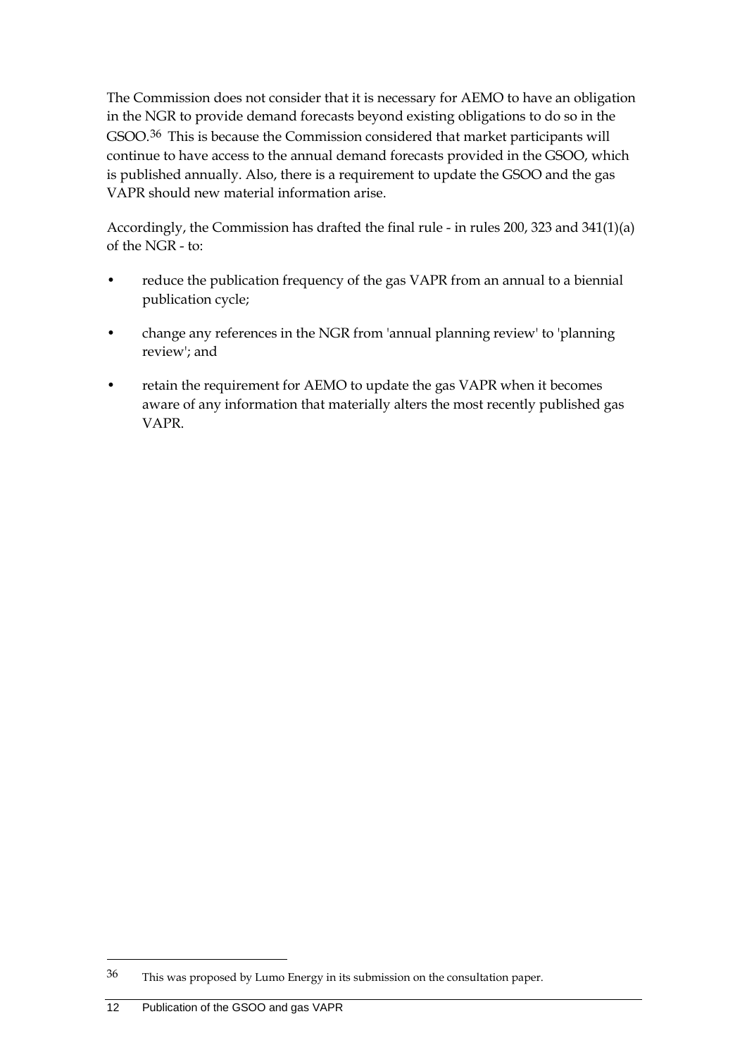The Commission does not consider that it is necessary for AEMO to have an obligation in the NGR to provide demand forecasts beyond existing obligations to do so in the GSOO.[36] This is because the Commission considered that market participants will continue to have access to the annual demand forecasts provided in the GSOO, which is published annually. Also, there is a requirement to update the GSOO and the gas VAPR should new material information arise.

Accordingly, the Commission has drafted the final rule - in rules 200, 323 and 341(1)(a) of the NGR - to:

- reduce the publication frequency of the gas VAPR from an annual to a biennial publication cycle;
- change any references in the NGR from 'annual planning review' to 'planning review'; and
- retain the requirement for AEMO to update the gas VAPR when it becomes aware of any information that materially alters the most recently published gas VAPR.

[36] This was proposed by Lumo Energy in its submission on the consultation paper.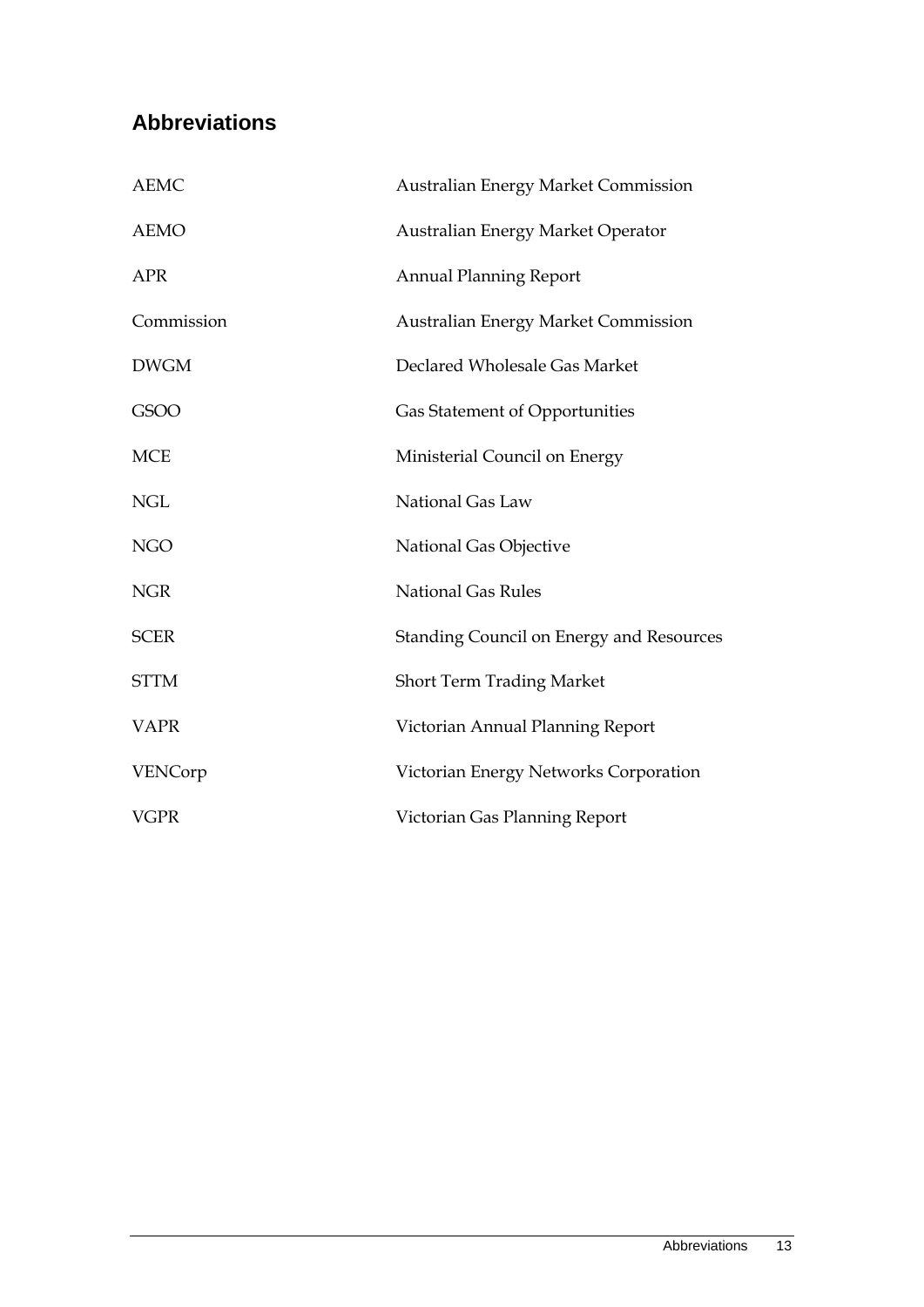## Abbreviations

| | |
|---|---|
| AEMC | Australian Energy Market Commission |
| AEMO | Australian Energy Market Operator |
| APR | Annual Planning Report |
| Commission | Australian Energy Market Commission |
| DWGM | Declared Wholesale Gas Market |
| GSOO | Gas Statement of Opportunities |
| MCE | Ministerial Council on Energy |
| NGL | National Gas Law |
| NGO | National Gas Objective |
| NGR | National Gas Rules |
| SCER | Standing Council on Energy and Resources |
| STTM | Short Term Trading Market |
| VAPR | Victorian Annual Planning Report |
| VENCorp | Victorian Energy Networks Corporation |
| VGPR | Victorian Gas Planning Report |